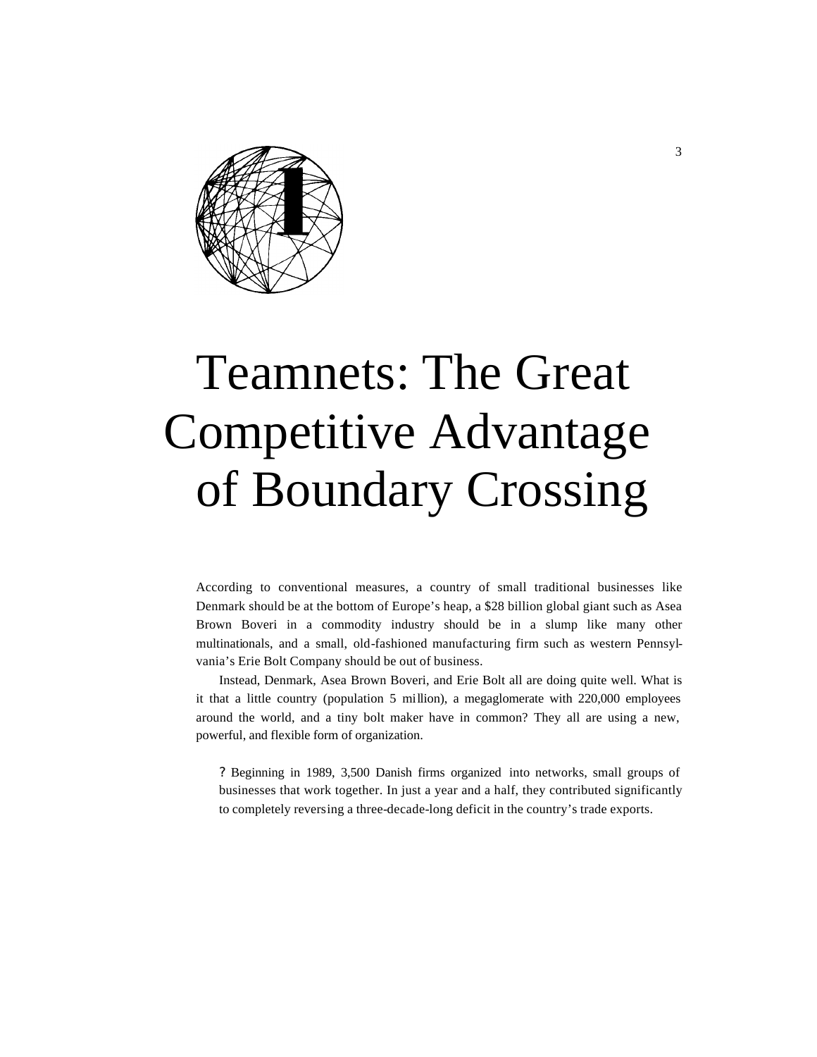# 1

# Teamnets: The Great Competitive Advantage of Boundary Crossing

According to conventional measures, a country of small traditional businesses like Denmark should be at the bottom of Europe's heap, a $28 billion global giant such as Asea Brown Boveri in a commodity industry should be in a slump like many other multinationals, and a small, old-fashioned manufacturing firm such as western Pennsylvania's Erie Bolt Company should be out of business.

Instead, Denmark, Asea Brown Boveri, and Erie Bolt all are doing quite well. What is it that a little country (population 5 million), a megaglomerate with 220,000 employees around the world, and a tiny bolt maker have in common? They all are using a new, powerful, and flexible form of organization.

- Beginning in 1989, 3,500 Danish firms organized into networks, small groups of businesses that work together. In just a year and a half, they contributed significantly to completely reversing a three-decade-long deficit in the country's trade exports.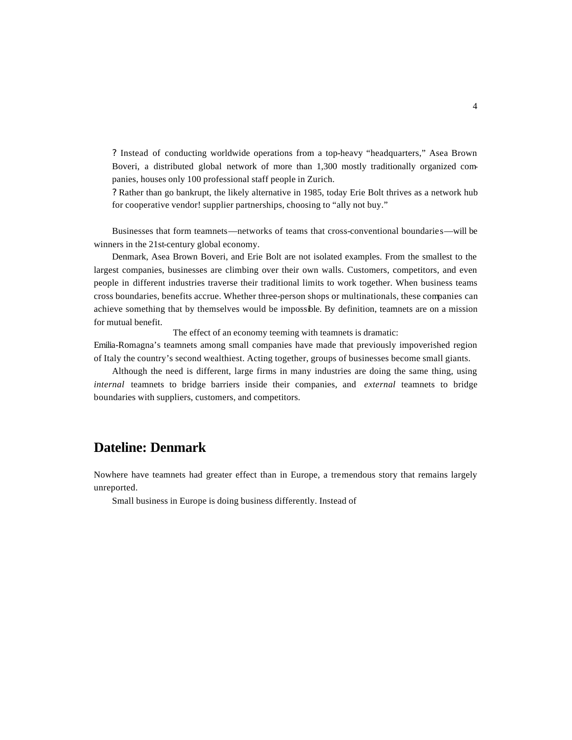- Instead of conducting worldwide operations from a top-heavy "headquarters," Asea Brown Boveri, a distributed global network of more than 1,300 mostly traditionally organized companies, houses only 100 professional staff people in Zurich.
- Rather than go bankrupt, the likely alternative in 1985, today Erie Bolt thrives as a network hub for cooperative vendor! supplier partnerships, choosing to "ally not buy."

Businesses that form teamnets—networks of teams that cross-conventional boundaries—will be winners in the 21st-century global economy.

Denmark, Asea Brown Boveri, and Erie Bolt are not isolated examples. From the smallest to the largest companies, businesses are climbing over their own walls. Customers, competitors, and even people in different industries traverse their traditional limits to work together. When business teams cross boundaries, benefits accrue. Whether three-person shops or multinationals, these companies can achieve something that by themselves would be impossible. By definition, teamnets are on a mission for mutual benefit.

The effect of an economy teeming with teamnets is dramatic:

Emilia-Romagna's teamnets among small companies have made that previously impoverished region of Italy the country's second wealthiest. Acting together, groups of businesses become small giants.

Although the need is different, large firms in many industries are doing the same thing, using *internal* teamnets to bridge barriers inside their companies, and *external* teamnets to bridge boundaries with suppliers, customers, and competitors.

## Dateline: Denmark

Nowhere have teamnets had greater effect than in Europe, a tremendous story that remains largely unreported.

Small business in Europe is doing business differently. Instead of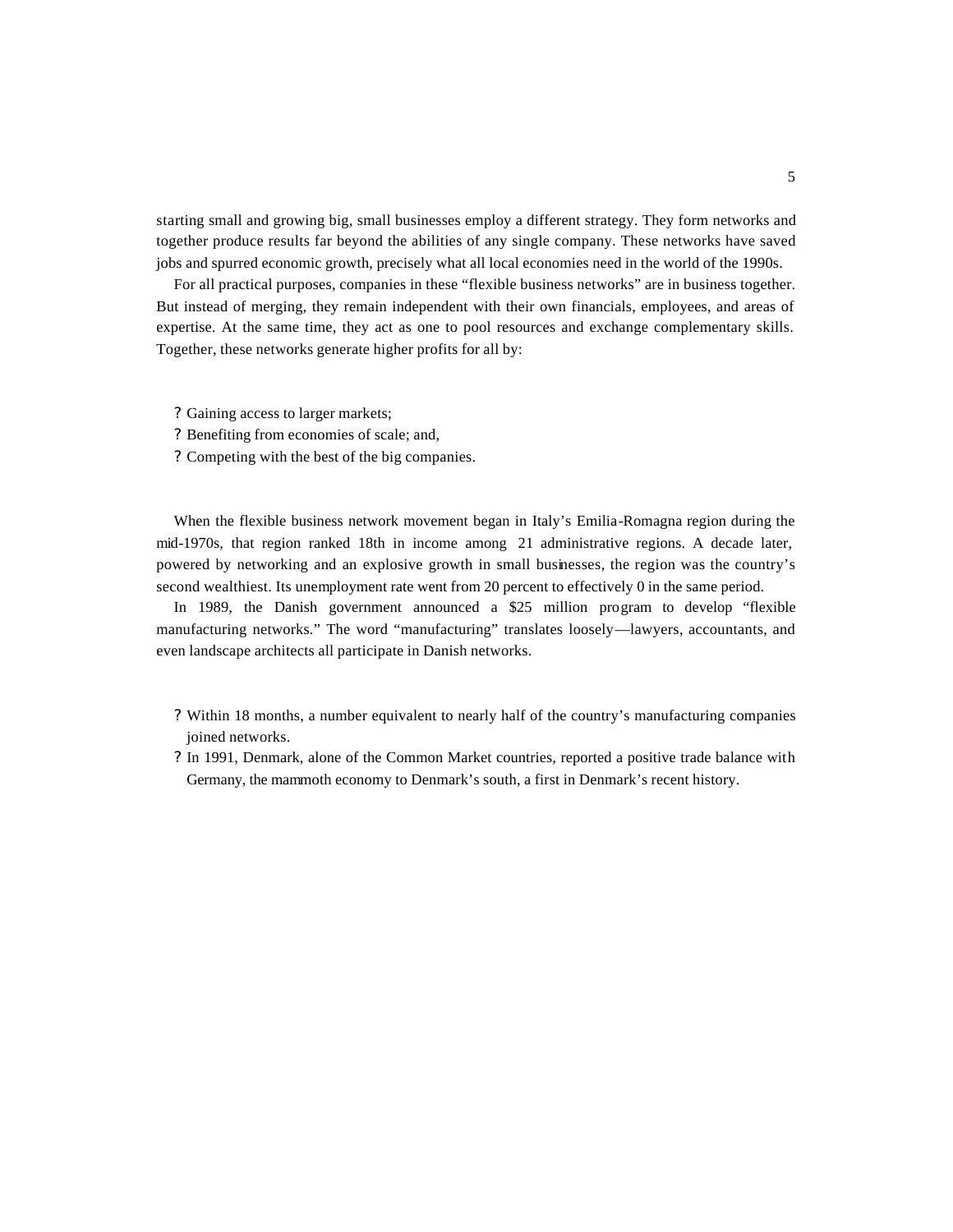starting small and growing big, small businesses employ a different strategy. They form networks and together produce results far beyond the abilities of any single company. These networks have saved jobs and spurred economic growth, precisely what all local economies need in the world of the 1990s.

For all practical purposes, companies in these "flexible business networks" are in business together. But instead of merging, they remain independent with their own financials, employees, and areas of expertise. At the same time, they act as one to pool resources and exchange complementary skills. Together, these networks generate higher profits for all by:

- Gaining access to larger markets;
- Benefiting from economies of scale; and,
- Competing with the best of the big companies.

When the flexible business network movement began in Italy's Emilia-Romagna region during the mid-1970s, that region ranked 18th in income among 21 administrative regions. A decade later, powered by networking and an explosive growth in small businesses, the region was the country's second wealthiest. Its unemployment rate went from 20 percent to effectively 0 in the same period.

In 1989, the Danish government announced a $25 million program to develop "flexible manufacturing networks." The word "manufacturing" translates loosely—lawyers, accountants, and even landscape architects all participate in Danish networks.

- Within 18 months, a number equivalent to nearly half of the country's manufacturing companies joined networks.
- In 1991, Denmark, alone of the Common Market countries, reported a positive trade balance with Germany, the mammoth economy to Denmark's south, a first in Denmark's recent history.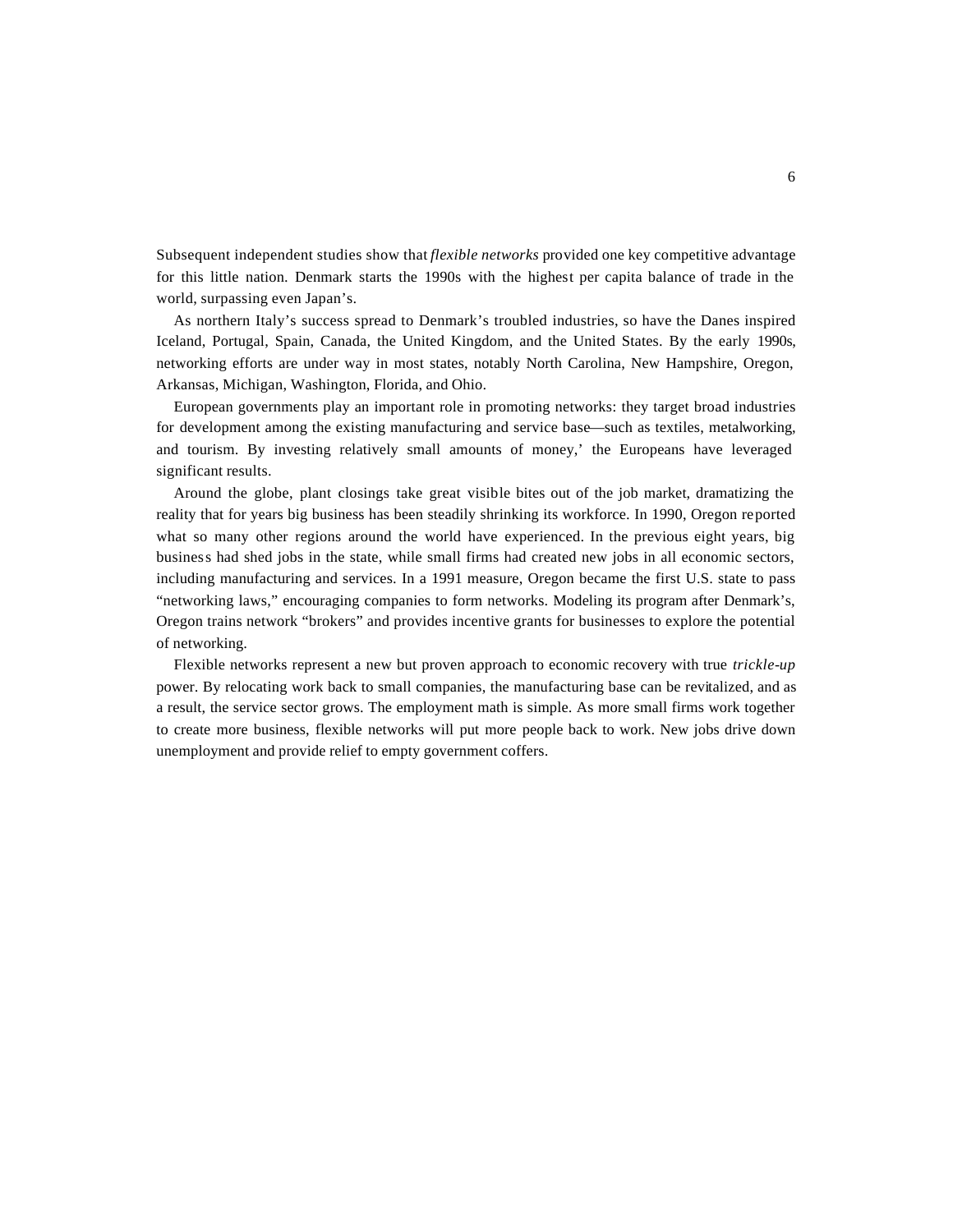Subsequent independent studies show that *flexible networks* provided one key competitive advantage for this little nation. Denmark starts the 1990s with the highest per capita balance of trade in the world, surpassing even Japan's.

As northern Italy's success spread to Denmark's troubled industries, so have the Danes inspired Iceland, Portugal, Spain, Canada, the United Kingdom, and the United States. By the early 1990s, networking efforts are under way in most states, notably North Carolina, New Hampshire, Oregon, Arkansas, Michigan, Washington, Florida, and Ohio.

European governments play an important role in promoting networks: they target broad industries for development among the existing manufacturing and service base—such as textiles, metalworking, and tourism. By investing relatively small amounts of money,' the Europeans have leveraged significant results.

Around the globe, plant closings take great visible bites out of the job market, dramatizing the reality that for years big business has been steadily shrinking its workforce. In 1990, Oregon reported what so many other regions around the world have experienced. In the previous eight years, big business had shed jobs in the state, while small firms had created new jobs in all economic sectors, including manufacturing and services. In a 1991 measure, Oregon became the first U.S. state to pass "networking laws," encouraging companies to form networks. Modeling its program after Denmark's, Oregon trains network "brokers" and provides incentive grants for businesses to explore the potential of networking.

Flexible networks represent a new but proven approach to economic recovery with true *trickle-up* power. By relocating work back to small companies, the manufacturing base can be revitalized, and as a result, the service sector grows. The employment math is simple. As more small firms work together to create more business, flexible networks will put more people back to work. New jobs drive down unemployment and provide relief to empty government coffers.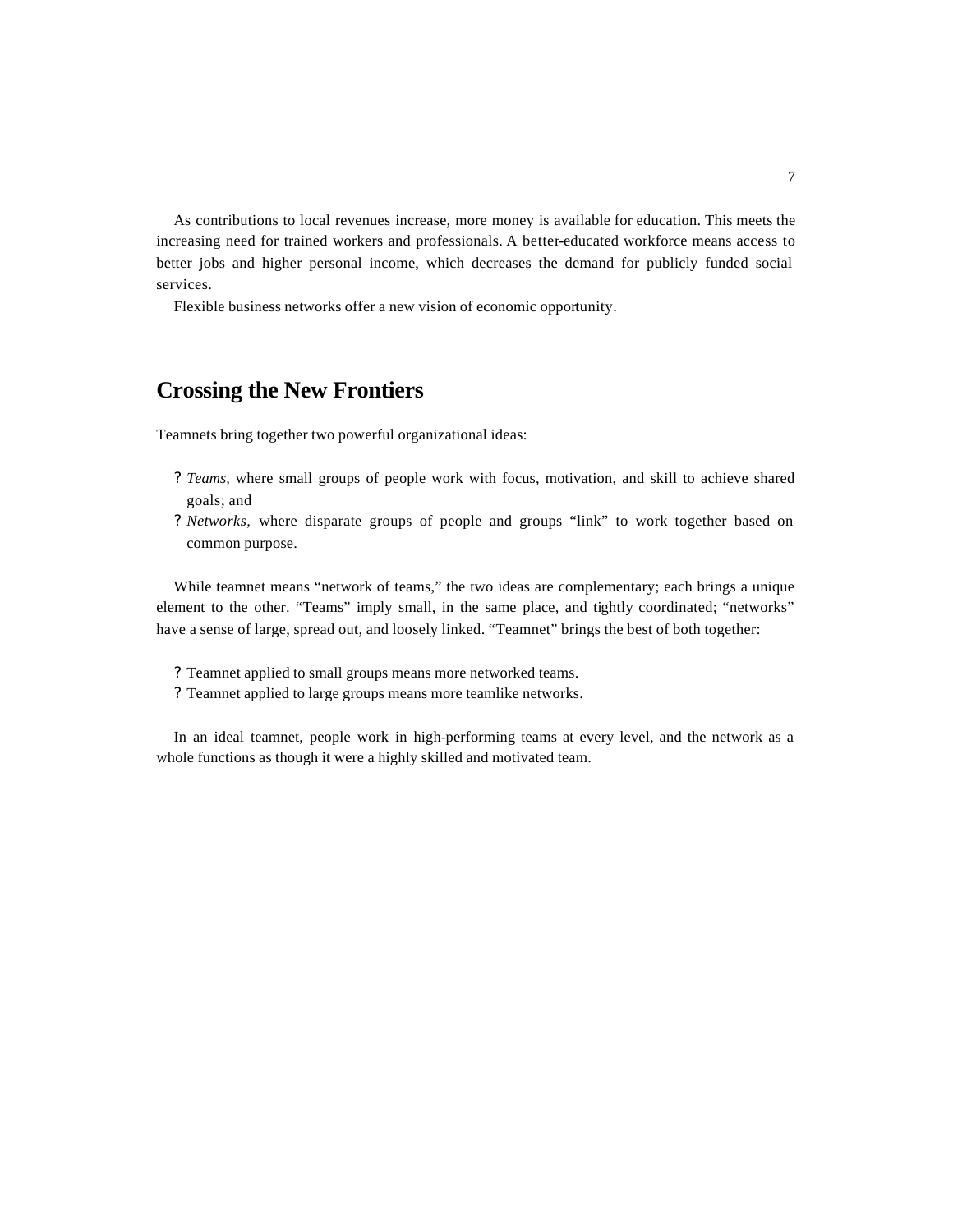As contributions to local revenues increase, more money is available for education. This meets the increasing need for trained workers and professionals. A better-educated workforce means access to better jobs and higher personal income, which decreases the demand for publicly funded social services.

Flexible business networks offer a new vision of economic opportunity.

## Crossing the New Frontiers

Teamnets bring together two powerful organizational ideas:

- *Teams*, where small groups of people work with focus, motivation, and skill to achieve shared goals; and
- *Networks*, where disparate groups of people and groups “link” to work together based on common purpose.

While teamnet means “network of teams,” the two ideas are complementary; each brings a unique element to the other. “Teams” imply small, in the same place, and tightly coordinated; “networks” have a sense of large, spread out, and loosely linked. “Teamnet” brings the best of both together:

- Teamnet applied to small groups means more networked teams.
- Teamnet applied to large groups means more teamlike networks.

In an ideal teamnet, people work in high-performing teams at every level, and the network as a whole functions as though it were a highly skilled and motivated team.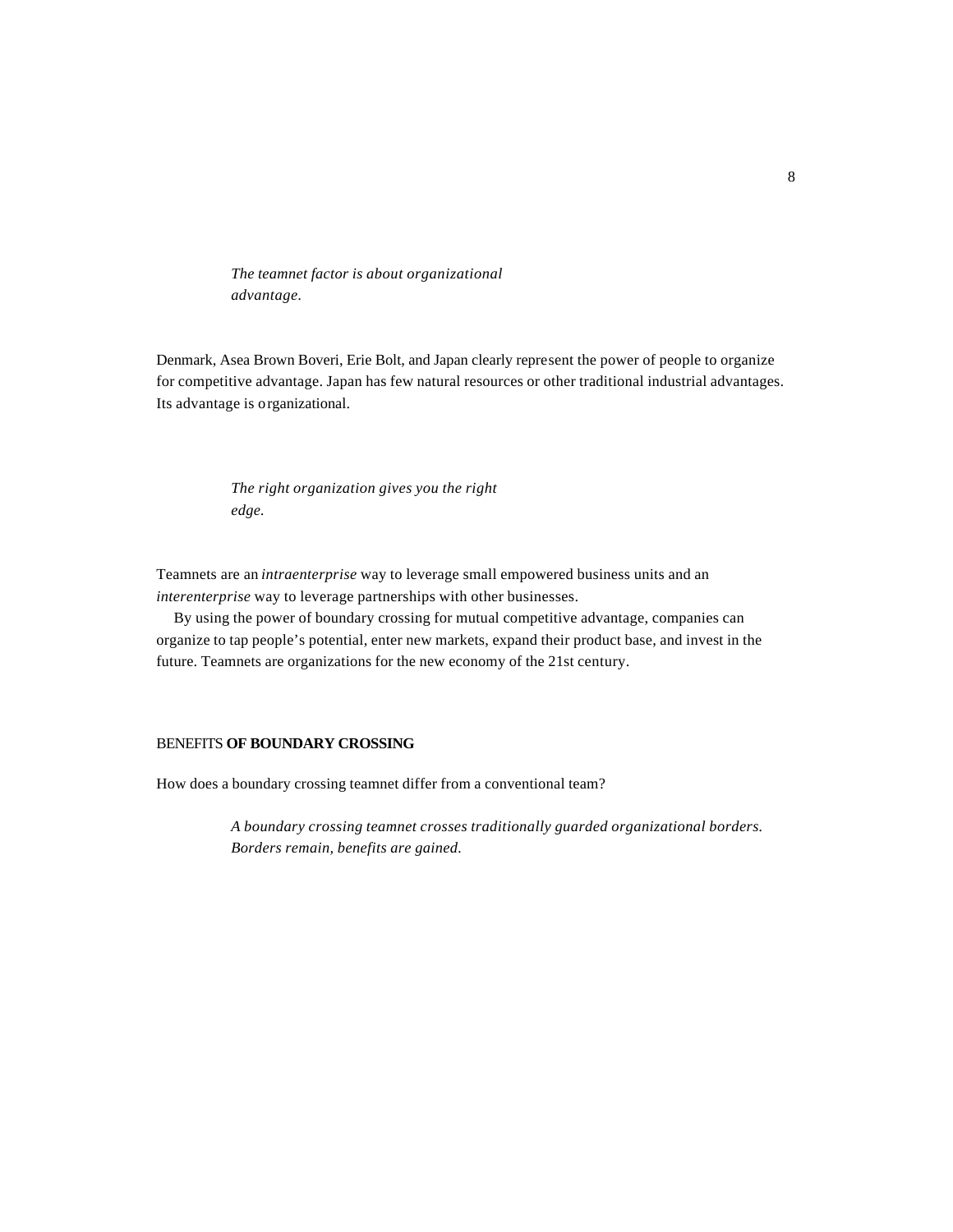*The teamnet factor is about organizational advantage.*

Denmark, Asea Brown Boveri, Erie Bolt, and Japan clearly represent the power of people to organize for competitive advantage. Japan has few natural resources or other traditional industrial advantages. Its advantage is organizational.

*The right organization gives you the right edge.*

Teamnets are an *intraenterprise* way to leverage small empowered business units and an *interenterprise* way to leverage partnerships with other businesses.

By using the power of boundary crossing for mutual competitive advantage, companies can organize to tap people's potential, enter new markets, expand their product base, and invest in the future. Teamnets are organizations for the new economy of the 21st century.

## BENEFITS **OF BOUNDARY CROSSING**

How does a boundary crossing teamnet differ from a conventional team?

*A boundary crossing teamnet crosses traditionally guarded organizational borders. Borders remain, benefits are gained.*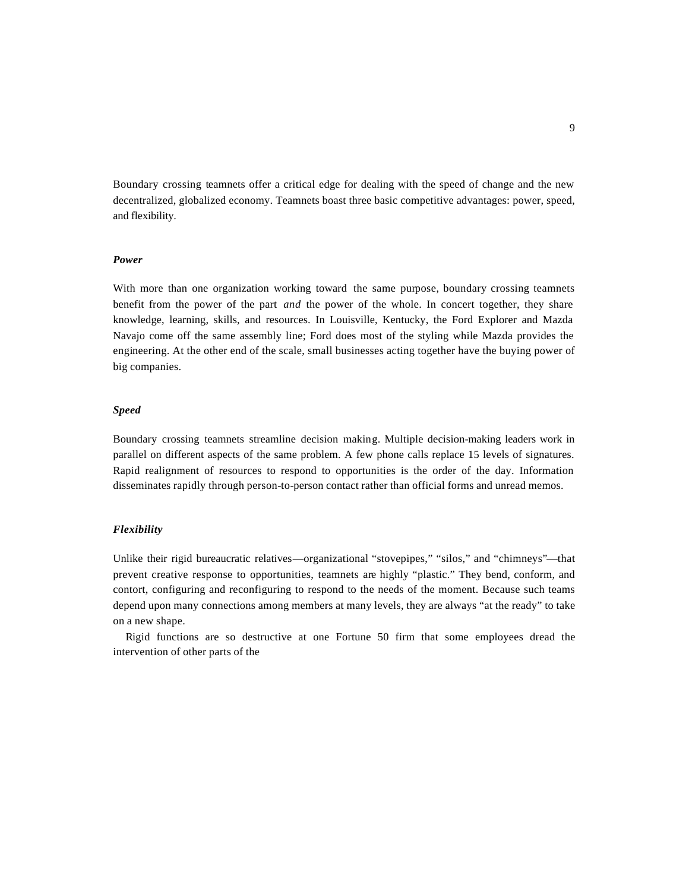Boundary crossing teamnets offer a critical edge for dealing with the speed of change and the new decentralized, globalized economy. Teamnets boast three basic competitive advantages: power, speed, and flexibility.

### *Power*

With more than one organization working toward the same purpose, boundary crossing teamnets benefit from the power of the part *and* the power of the whole. In concert together, they share knowledge, learning, skills, and resources. In Louisville, Kentucky, the Ford Explorer and Mazda Navajo come off the same assembly line; Ford does most of the styling while Mazda provides the engineering. At the other end of the scale, small businesses acting together have the buying power of big companies.

### *Speed*

Boundary crossing teamnets streamline decision making. Multiple decision-making leaders work in parallel on different aspects of the same problem. A few phone calls replace 15 levels of signatures. Rapid realignment of resources to respond to opportunities is the order of the day. Information disseminates rapidly through person-to-person contact rather than official forms and unread memos.

### *Flexibility*

Unlike their rigid bureaucratic relatives—organizational "stovepipes," "silos," and "chimneys"—that prevent creative response to opportunities, teamnets are highly "plastic." They bend, conform, and contort, configuring and reconfiguring to respond to the needs of the moment. Because such teams depend upon many connections among members at many levels, they are always "at the ready" to take on a new shape.

Rigid functions are so destructive at one Fortune 50 firm that some employees dread the intervention of other parts of the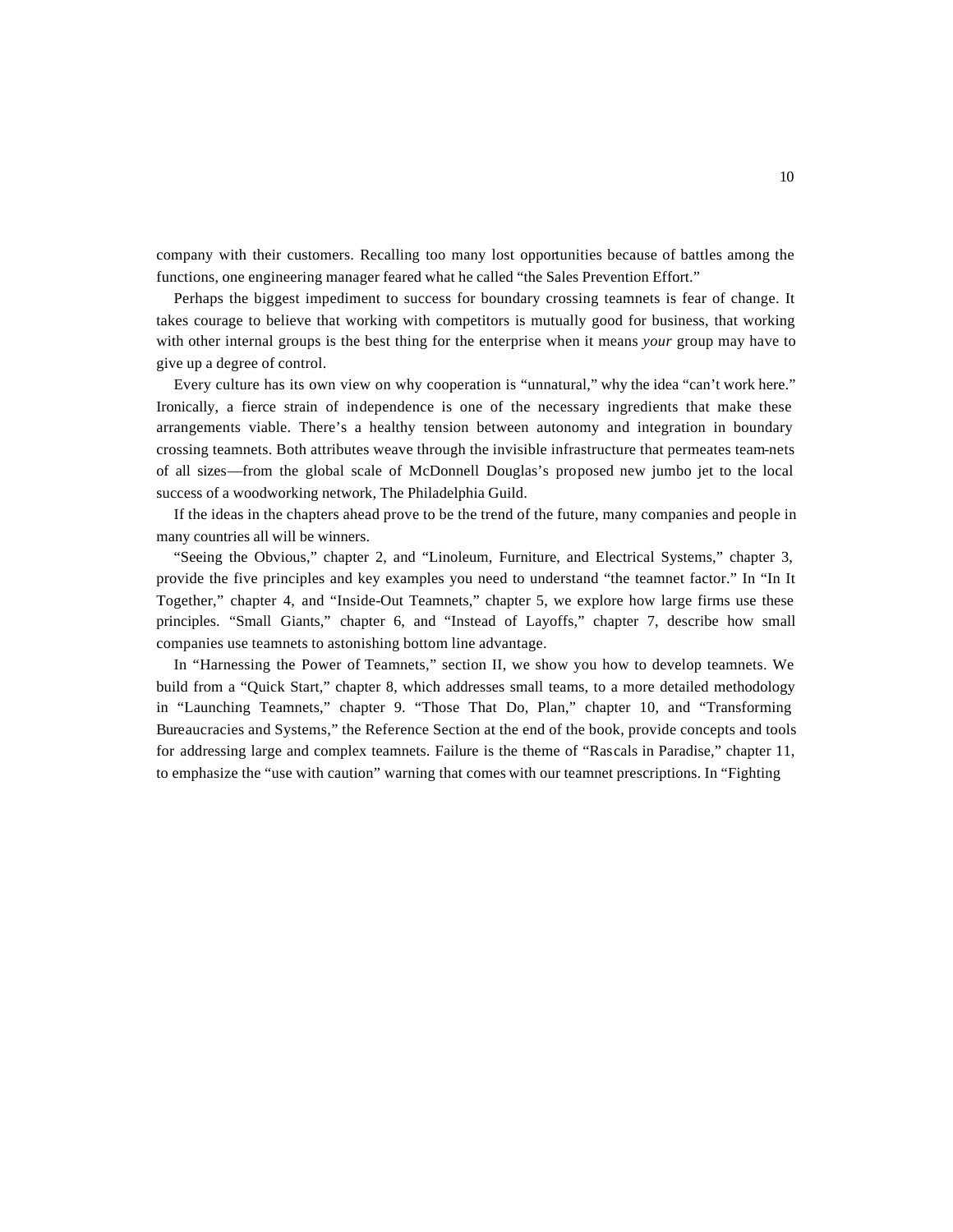company with their customers. Recalling too many lost opportunities because of battles among the functions, one engineering manager feared what he called "the Sales Prevention Effort."

Perhaps the biggest impediment to success for boundary crossing teamnets is fear of change. It takes courage to believe that working with competitors is mutually good for business, that working with other internal groups is the best thing for the enterprise when it means *your* group may have to give up a degree of control.

Every culture has its own view on why cooperation is "unnatural," why the idea "can't work here." Ironically, a fierce strain of independence is one of the necessary ingredients that make these arrangements viable. There's a healthy tension between autonomy and integration in boundary crossing teamnets. Both attributes weave through the invisible infrastructure that permeates team-nets of all sizes—from the global scale of McDonnell Douglas's proposed new jumbo jet to the local success of a woodworking network, The Philadelphia Guild.

If the ideas in the chapters ahead prove to be the trend of the future, many companies and people in many countries all will be winners.

"Seeing the Obvious," chapter 2, and "Linoleum, Furniture, and Electrical Systems," chapter 3, provide the five principles and key examples you need to understand "the teamnet factor." In "In It Together," chapter 4, and "Inside-Out Teamnets," chapter 5, we explore how large firms use these principles. "Small Giants," chapter 6, and "Instead of Layoffs," chapter 7, describe how small companies use teamnets to astonishing bottom line advantage.

In "Harnessing the Power of Teamnets," section II, we show you how to develop teamnets. We build from a "Quick Start," chapter 8, which addresses small teams, to a more detailed methodology in "Launching Teamnets," chapter 9. "Those That Do, Plan," chapter 10, and "Transforming Bureaucracies and Systems," the Reference Section at the end of the book, provide concepts and tools for addressing large and complex teamnets. Failure is the theme of "Rascals in Paradise," chapter 11, to emphasize the "use with caution" warning that comes with our teamnet prescriptions. In "Fighting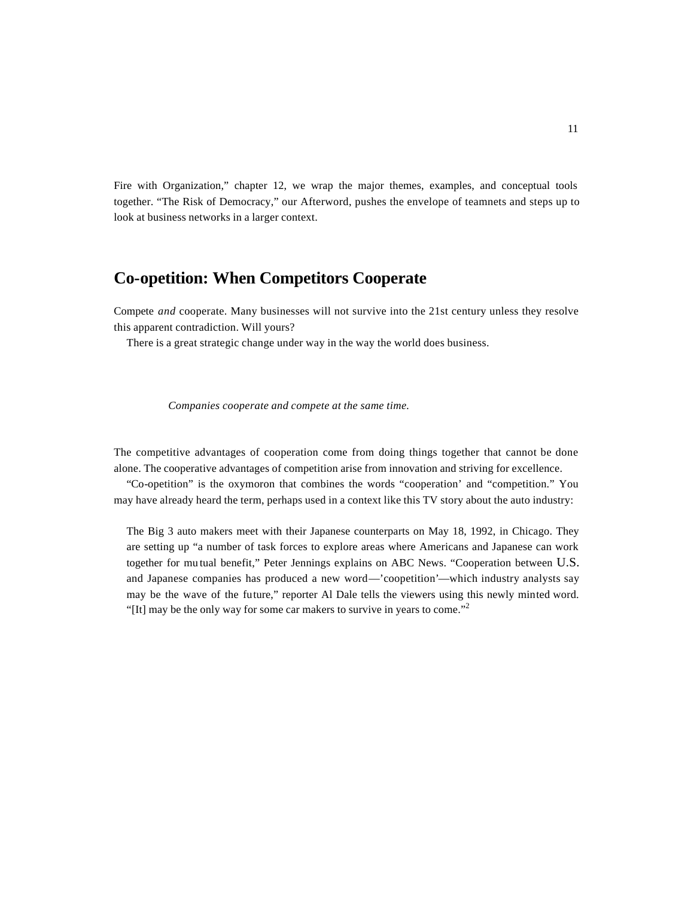Fire with Organization," chapter 12, we wrap the major themes, examples, and conceptual tools together. "The Risk of Democracy," our Afterword, pushes the envelope of teamnets and steps up to look at business networks in a larger context.

## Co-opetition: When Competitors Cooperate

Compete *and* cooperate. Many businesses will not survive into the 21st century unless they resolve this apparent contradiction. Will yours?

There is a great strategic change under way in the way the world does business.

*Companies cooperate and compete at the same time.*

The competitive advantages of cooperation come from doing things together that cannot be done alone. The cooperative advantages of competition arise from innovation and striving for excellence.

"Co-opetition" is the oxymoron that combines the words "cooperation' and "competition." You may have already heard the term, perhaps used in a context like this TV story about the auto industry:

> The Big 3 auto makers meet with their Japanese counterparts on May 18, 1992, in Chicago. They are setting up "a number of task forces to explore areas where Americans and Japanese can work together for mutual benefit," Peter Jennings explains on ABC News. "Cooperation between U.S. and Japanese companies has produced a new word—'coopetition'—which industry analysts say may be the wave of the future," reporter Al Dale tells the viewers using this newly minted word. "[It] may be the only way for some car makers to survive in years to come."[2]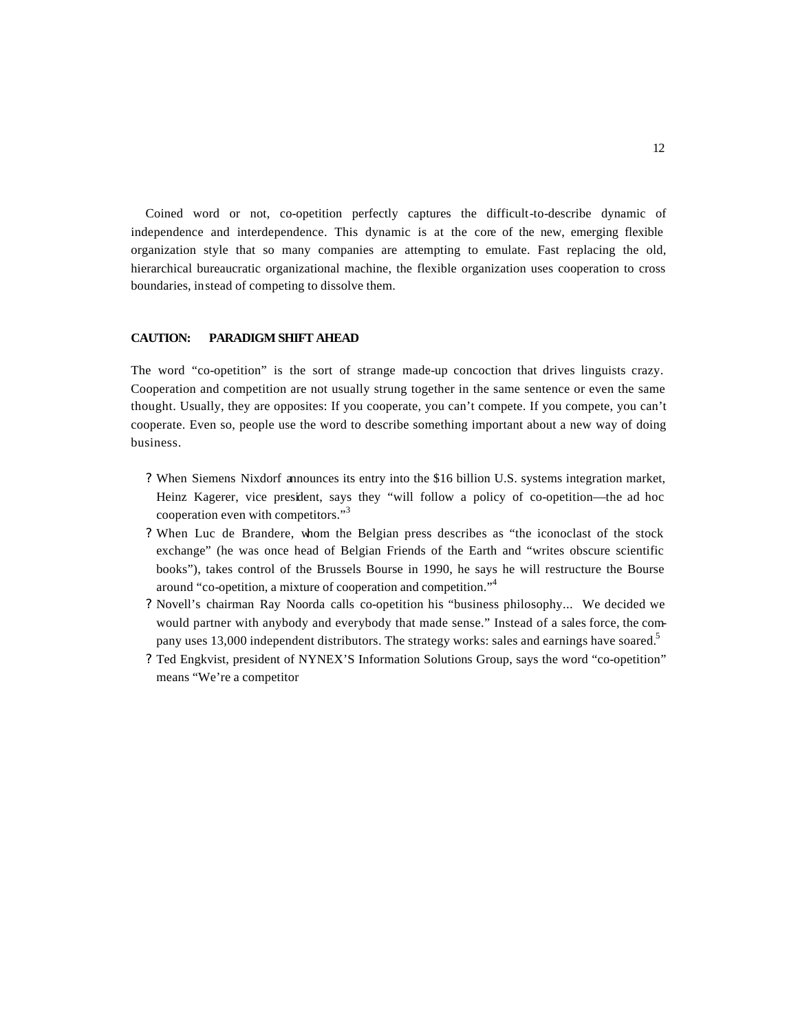Coined word or not, co-opetition perfectly captures the difficult-to-describe dynamic of independence and interdependence. This dynamic is at the core of the new, emerging flexible organization style that so many companies are attempting to emulate. Fast replacing the old, hierarchical bureaucratic organizational machine, the flexible organization uses cooperation to cross boundaries, instead of competing to dissolve them.

**CAUTION: PARADIGM SHIFT AHEAD**

The word "co-opetition" is the sort of strange made-up concoction that drives linguists crazy. Cooperation and competition are not usually strung together in the same sentence or even the same thought. Usually, they are opposites: If you cooperate, you can't compete. If you compete, you can't cooperate. Even so, people use the word to describe something important about a new way of doing business.

- When Siemens Nixdorf announces its entry into the $16 billion U.S. systems integration market, Heinz Kagerer, vice president, says they "will follow a policy of co-opetition—the ad hoc cooperation even with competitors."[3]
- When Luc de Brandere, whom the Belgian press describes as "the iconoclast of the stock exchange" (he was once head of Belgian Friends of the Earth and "writes obscure scientific books"), takes control of the Brussels Bourse in 1990, he says he will restructure the Bourse around "co-opetition, a mixture of cooperation and competition."[4]
- Novell's chairman Ray Noorda calls co-opetition his "business philosophy... We decided we would partner with anybody and everybody that made sense." Instead of a sales force, the company uses 13,000 independent distributors. The strategy works: sales and earnings have soared.[5]
- Ted Engkvist, president of NYNEX'S Information Solutions Group, says the word "co-opetition" means "We're a competitor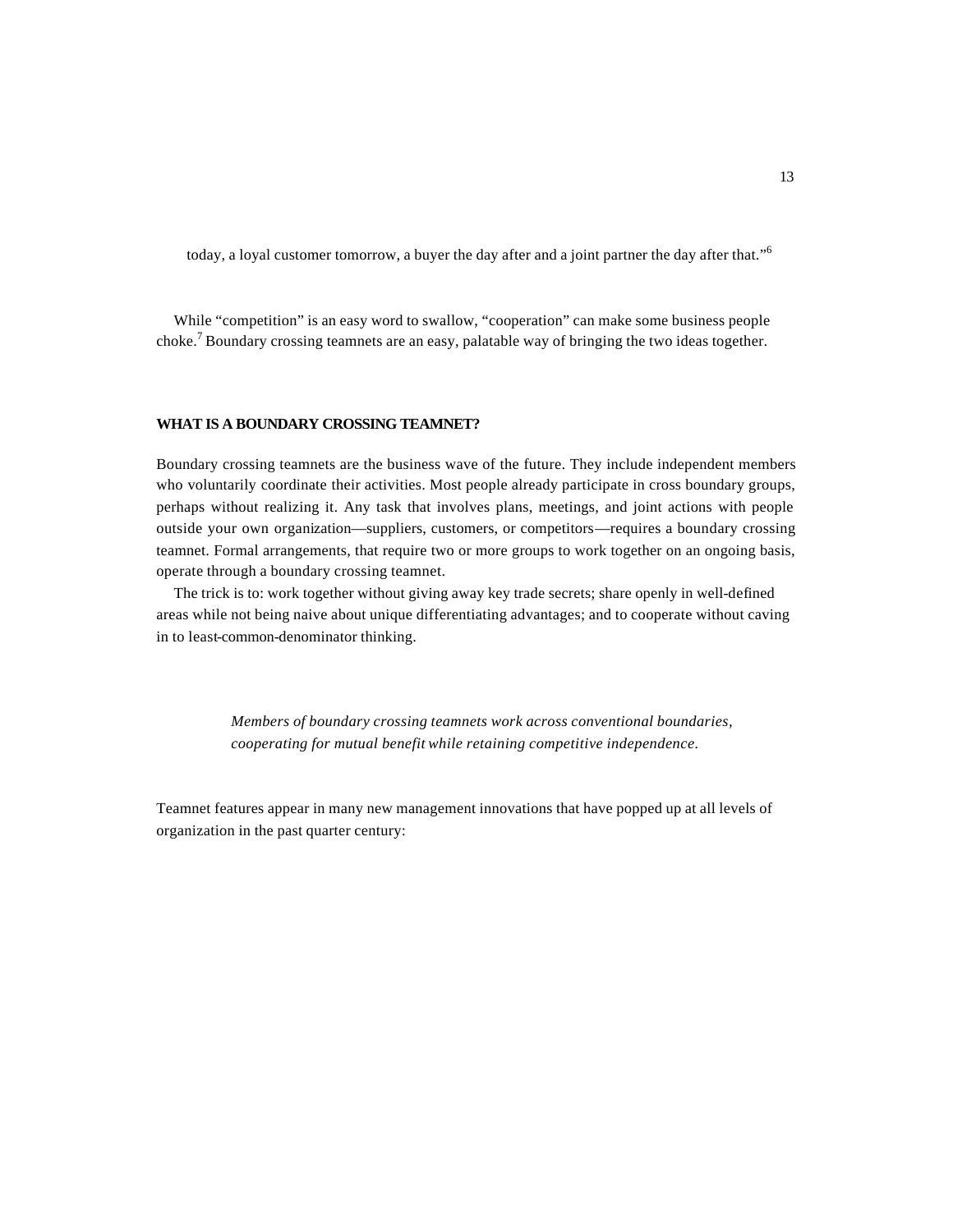today, a loyal customer tomorrow, a buyer the day after and a joint partner the day after that."[6]

While "competition" is an easy word to swallow, "cooperation" can make some business people choke.[7] Boundary crossing teamnets are an easy, palatable way of bringing the two ideas together.

**WHAT IS A BOUNDARY CROSSING TEAMNET?**

Boundary crossing teamnets are the business wave of the future. They include independent members who voluntarily coordinate their activities. Most people already participate in cross boundary groups, perhaps without realizing it. Any task that involves plans, meetings, and joint actions with people outside your own organization—suppliers, customers, or competitors—requires a boundary crossing teamnet. Formal arrangements, that require two or more groups to work together on an ongoing basis, operate through a boundary crossing teamnet.

The trick is to: work together without giving away key trade secrets; share openly in well-defined areas while not being naive about unique differentiating advantages; and to cooperate without caving in to least-common-denominator thinking.

> *Members of boundary crossing teamnets work across conventional boundaries, cooperating for mutual benefit while retaining competitive independence.*

Teamnet features appear in many new management innovations that have popped up at all levels of organization in the past quarter century: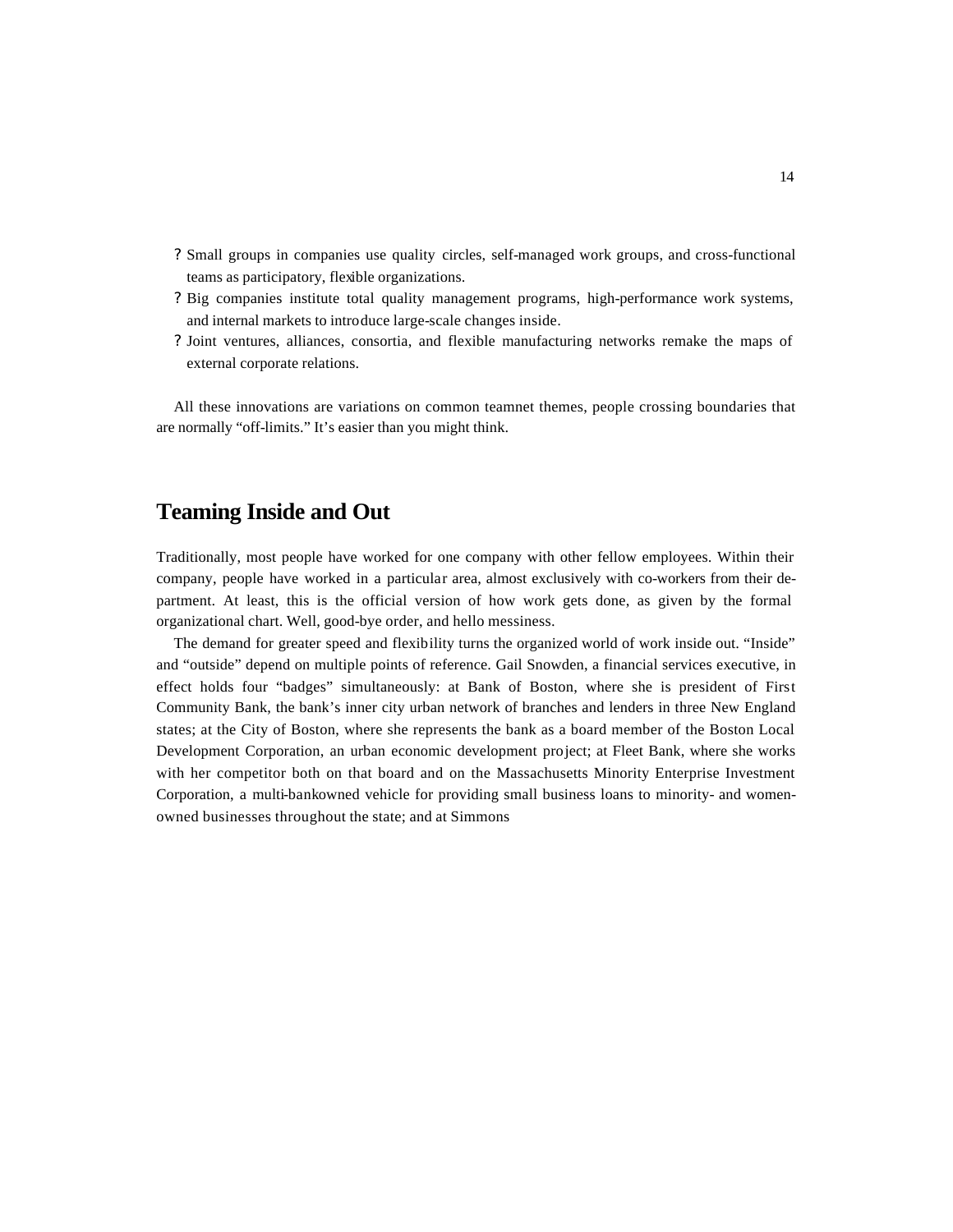- Small groups in companies use quality circles, self-managed work groups, and cross-functional teams as participatory, flexible organizations.
- Big companies institute total quality management programs, high-performance work systems, and internal markets to introduce large-scale changes inside.
- Joint ventures, alliances, consortia, and flexible manufacturing networks remake the maps of external corporate relations.

All these innovations are variations on common teamnet themes, people crossing boundaries that are normally "off-limits." It's easier than you might think.

## Teaming Inside and Out

Traditionally, most people have worked for one company with other fellow employees. Within their company, people have worked in a particular area, almost exclusively with co-workers from their department. At least, this is the official version of how work gets done, as given by the formal organizational chart. Well, good-bye order, and hello messiness.

The demand for greater speed and flexibility turns the organized world of work inside out. "Inside" and "outside" depend on multiple points of reference. Gail Snowden, a financial services executive, in effect holds four "badges" simultaneously: at Bank of Boston, where she is president of First Community Bank, the bank's inner city urban network of branches and lenders in three New England states; at the City of Boston, where she represents the bank as a board member of the Boston Local Development Corporation, an urban economic development project; at Fleet Bank, where she works with her competitor both on that board and on the Massachusetts Minority Enterprise Investment Corporation, a multi-bankowned vehicle for providing small business loans to minority- and women-owned businesses throughout the state; and at Simmons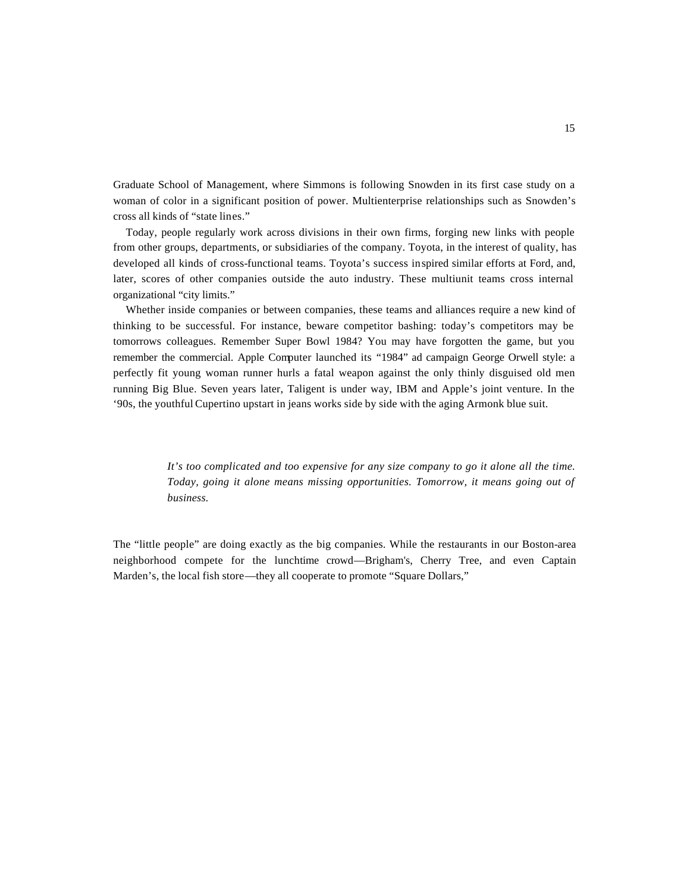Graduate School of Management, where Simmons is following Snowden in its first case study on a woman of color in a significant position of power. Multienterprise relationships such as Snowden's cross all kinds of "state lines."

Today, people regularly work across divisions in their own firms, forging new links with people from other groups, departments, or subsidiaries of the company. Toyota, in the interest of quality, has developed all kinds of cross-functional teams. Toyota's success inspired similar efforts at Ford, and, later, scores of other companies outside the auto industry. These multiunit teams cross internal organizational "city limits."

Whether inside companies or between companies, these teams and alliances require a new kind of thinking to be successful. For instance, beware competitor bashing: today's competitors may be tomorrows colleagues. Remember Super Bowl 1984? You may have forgotten the game, but you remember the commercial. Apple Computer launched its "1984" ad campaign George Orwell style: a perfectly fit young woman runner hurls a fatal weapon against the only thinly disguised old men running Big Blue. Seven years later, Taligent is under way, IBM and Apple's joint venture. In the '90s, the youthful Cupertino upstart in jeans works side by side with the aging Armonk blue suit.

> *It's too complicated and too expensive for any size company to go it alone all the time. Today, going it alone means missing opportunities. Tomorrow, it means going out of business.*

The "little people" are doing exactly as the big companies. While the restaurants in our Boston-area neighborhood compete for the lunchtime crowd—Brigham's, Cherry Tree, and even Captain Marden's, the local fish store—they all cooperate to promote "Square Dollars,"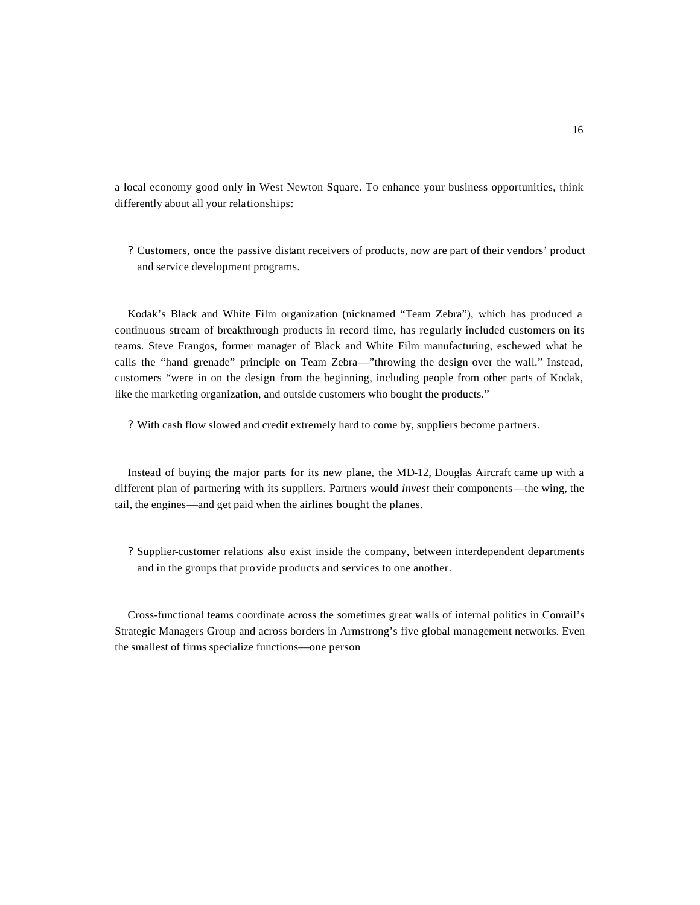a local economy good only in West Newton Square. To enhance your business opportunities, think differently about all your relationships:

- Customers, once the passive distant receivers of products, now are part of their vendors' product and service development programs.

Kodak's Black and White Film organization (nicknamed "Team Zebra"), which has produced a continuous stream of breakthrough products in record time, has regularly included customers on its teams. Steve Frangos, former manager of Black and White Film manufacturing, eschewed what he calls the "hand grenade" principle on Team Zebra—"throwing the design over the wall." Instead, customers "were in on the design from the beginning, including people from other parts of Kodak, like the marketing organization, and outside customers who bought the products."

- With cash flow slowed and credit extremely hard to come by, suppliers become partners.

Instead of buying the major parts for its new plane, the MD-12, Douglas Aircraft came up with a different plan of partnering with its suppliers. Partners would *invest* their components—the wing, the tail, the engines—and get paid when the airlines bought the planes.

- Supplier-customer relations also exist inside the company, between interdependent departments and in the groups that provide products and services to one another.

Cross-functional teams coordinate across the sometimes great walls of internal politics in Conrail's Strategic Managers Group and across borders in Armstrong's five global management networks. Even the smallest of firms specialize functions—one person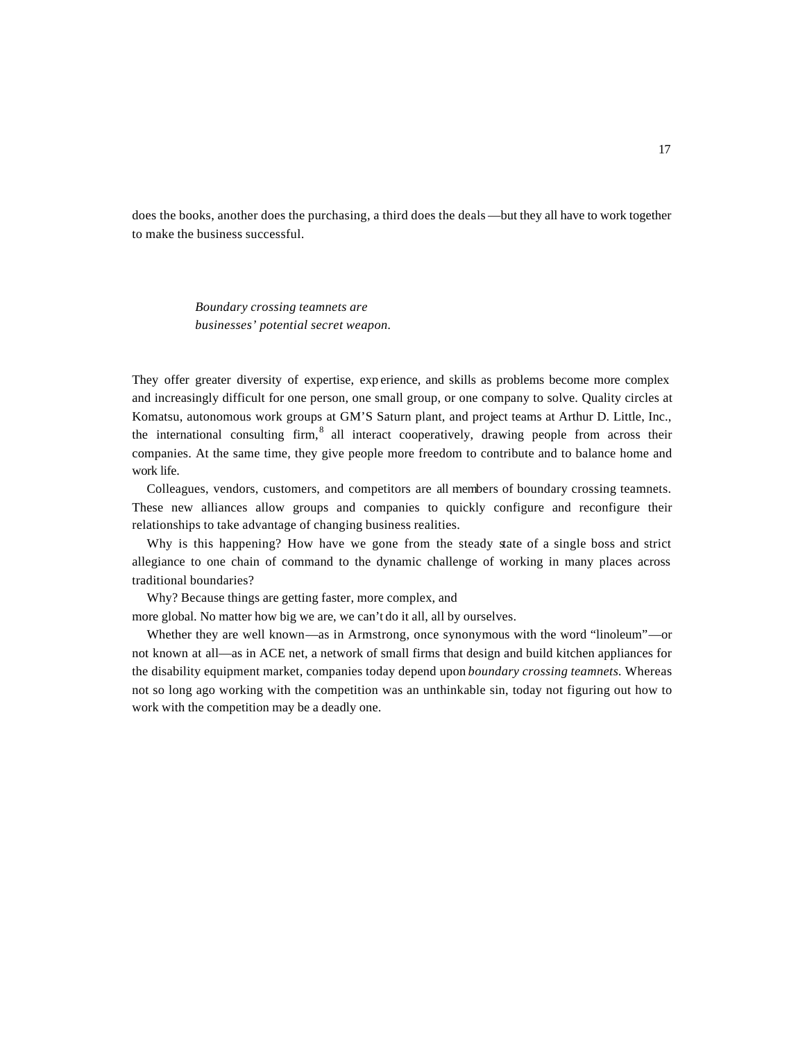does the books, another does the purchasing, a third does the deals—but they all have to work together to make the business successful.

> *Boundary crossing teamnets are businesses' potential secret weapon.*

They offer greater diversity of expertise, experience, and skills as problems become more complex and increasingly difficult for one person, one small group, or one company to solve. Quality circles at Komatsu, autonomous work groups at GM'S Saturn plant, and project teams at Arthur D. Little, Inc., the international consulting firm,[8] all interact cooperatively, drawing people from across their companies. At the same time, they give people more freedom to contribute and to balance home and work life.

Colleagues, vendors, customers, and competitors are all members of boundary crossing teamnets. These new alliances allow groups and companies to quickly configure and reconfigure their relationships to take advantage of changing business realities.

Why is this happening? How have we gone from the steady state of a single boss and strict allegiance to one chain of command to the dynamic challenge of working in many places across traditional boundaries?

Why? Because things are getting faster, more complex, and more global. No matter how big we are, we can't do it all, all by ourselves.

Whether they are well known—as in Armstrong, once synonymous with the word "linoleum"—or not known at all—as in ACE net, a network of small firms that design and build kitchen appliances for the disability equipment market, companies today depend upon *boundary crossing teamnets.* Whereas not so long ago working with the competition was an unthinkable sin, today not figuring out how to work with the competition may be a deadly one.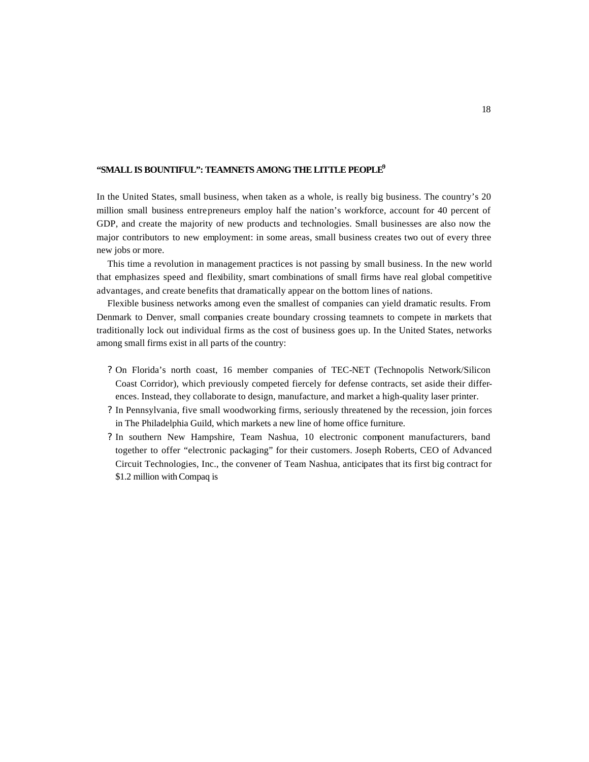### "SMALL IS BOUNTIFUL": TEAMNETS AMONG THE LITTLE PEOPLE[9]

In the United States, small business, when taken as a whole, is really big business. The country's 20 million small business entrepreneurs employ half the nation's workforce, account for 40 percent of GDP, and create the majority of new products and technologies. Small businesses are also now the major contributors to new employment: in some areas, small business creates two out of every three new jobs or more.

This time a revolution in management practices is not passing by small business. In the new world that emphasizes speed and flexibility, smart combinations of small firms have real global competitive advantages, and create benefits that dramatically appear on the bottom lines of nations.

Flexible business networks among even the smallest of companies can yield dramatic results. From Denmark to Denver, small companies create boundary crossing teamnets to compete in markets that traditionally lock out individual firms as the cost of business goes up. In the United States, networks among small firms exist in all parts of the country:

- On Florida's north coast, 16 member companies of TEC-NET (Technopolis Network/Silicon Coast Corridor), which previously competed fiercely for defense contracts, set aside their differences. Instead, they collaborate to design, manufacture, and market a high-quality laser printer.
- In Pennsylvania, five small woodworking firms, seriously threatened by the recession, join forces in The Philadelphia Guild, which markets a new line of home office furniture.
- In southern New Hampshire, Team Nashua, 10 electronic component manufacturers, band together to offer "electronic packaging" for their customers. Joseph Roberts, CEO of Advanced Circuit Technologies, Inc., the convener of Team Nashua, anticipates that its first big contract for $1.2 million with Compaq is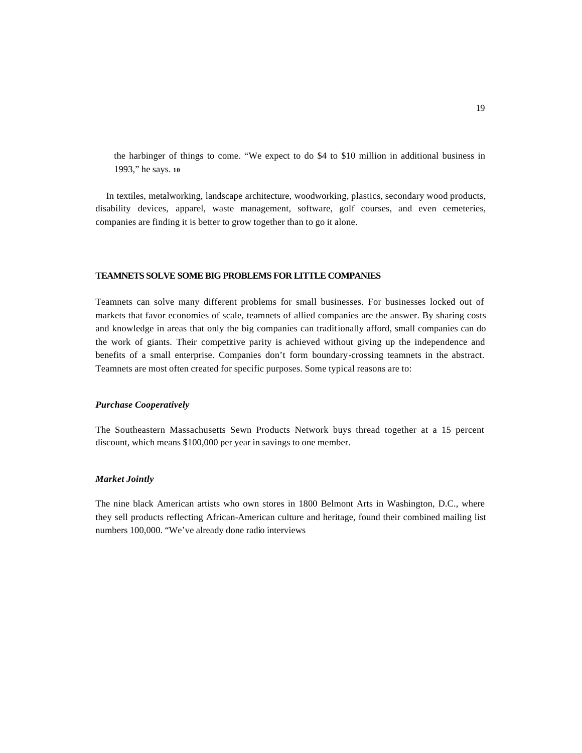the harbinger of things to come. "We expect to do $4 to $10 million in additional business in 1993," he says. [10]

In textiles, metalworking, landscape architecture, woodworking, plastics, secondary wood products, disability devices, apparel, waste management, software, golf courses, and even cemeteries, companies are finding it is better to grow together than to go it alone.

## TEAMNETS SOLVE SOME BIG PROBLEMS FOR LITTLE COMPANIES

Teamnets can solve many different problems for small businesses. For businesses locked out of markets that favor economies of scale, teamnets of allied companies are the answer. By sharing costs and knowledge in areas that only the big companies can traditionally afford, small companies can do the work of giants. Their competitive parity is achieved without giving up the independence and benefits of a small enterprise. Companies don't form boundary-crossing teamnets in the abstract. Teamnets are most often created for specific purposes. Some typical reasons are to:

### *Purchase Cooperatively*

The Southeastern Massachusetts Sewn Products Network buys thread together at a 15 percent discount, which means $100,000 per year in savings to one member.

### *Market Jointly*

The nine black American artists who own stores in 1800 Belmont Arts in Washington, D.C., where they sell products reflecting African-American culture and heritage, found their combined mailing list numbers 100,000. "We've already done radio interviews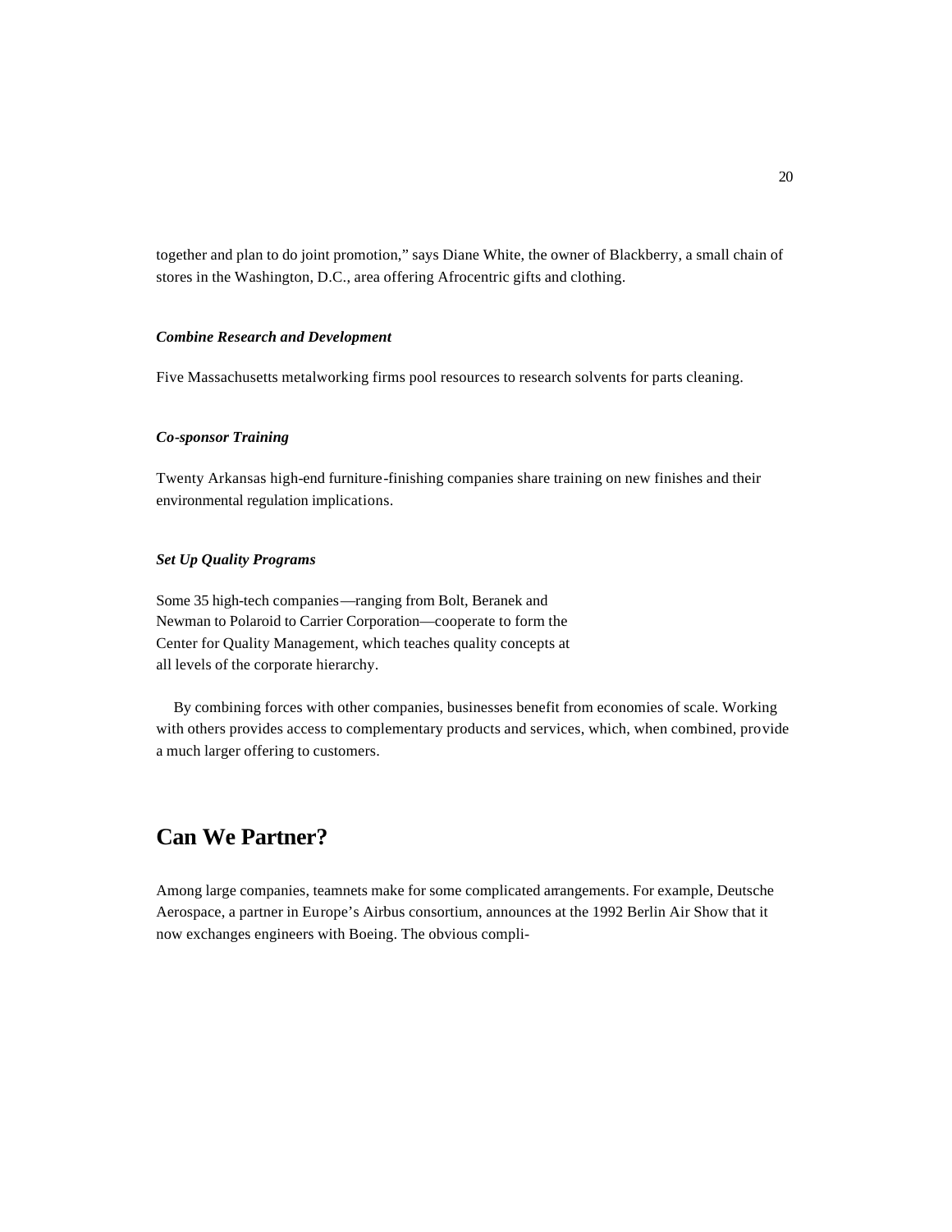together and plan to do joint promotion," says Diane White, the owner of Blackberry, a small chain of stores in the Washington, D.C., area offering Afrocentric gifts and clothing.

***Combine Research and Development***

Five Massachusetts metalworking firms pool resources to research solvents for parts cleaning.

***Co-sponsor Training***

Twenty Arkansas high-end furniture-finishing companies share training on new finishes and their environmental regulation implications.

***Set Up Quality Programs***

Some 35 high-tech companies—ranging from Bolt, Beranek and Newman to Polaroid to Carrier Corporation—cooperate to form the Center for Quality Management, which teaches quality concepts at all levels of the corporate hierarchy.

By combining forces with other companies, businesses benefit from economies of scale. Working with others provides access to complementary products and services, which, when combined, provide a much larger offering to customers.

## Can We Partner?

Among large companies, teamnets make for some complicated arrangements. For example, Deutsche Aerospace, a partner in Europe's Airbus consortium, announces at the 1992 Berlin Air Show that it now exchanges engineers with Boeing. The obvious compli-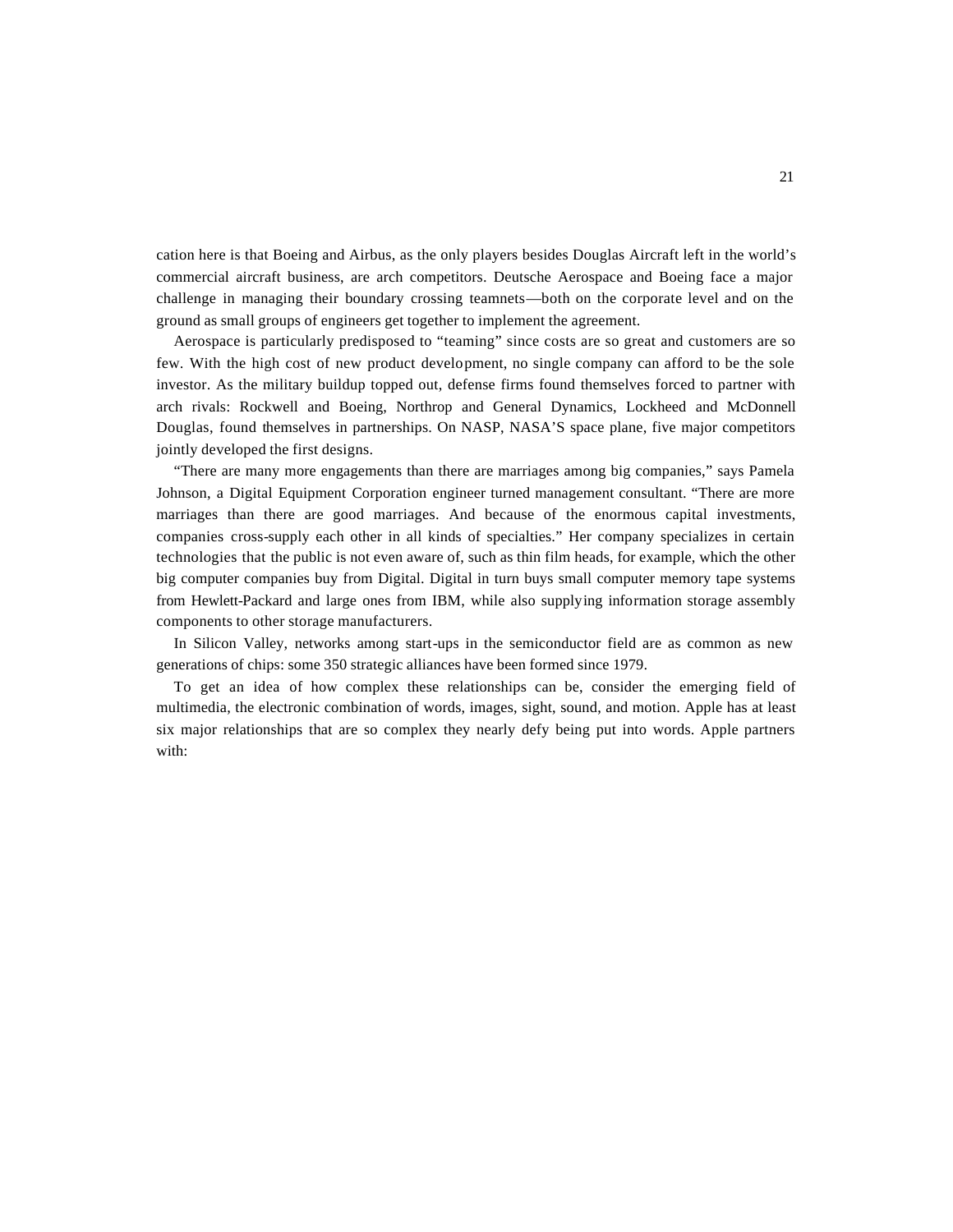cation here is that Boeing and Airbus, as the only players besides Douglas Aircraft left in the world's commercial aircraft business, are arch competitors. Deutsche Aerospace and Boeing face a major challenge in managing their boundary crossing teamnets—both on the corporate level and on the ground as small groups of engineers get together to implement the agreement.

Aerospace is particularly predisposed to "teaming" since costs are so great and customers are so few. With the high cost of new product development, no single company can afford to be the sole investor. As the military buildup topped out, defense firms found themselves forced to partner with arch rivals: Rockwell and Boeing, Northrop and General Dynamics, Lockheed and McDonnell Douglas, found themselves in partnerships. On NASP, NASA'S space plane, five major competitors jointly developed the first designs.

"There are many more engagements than there are marriages among big companies," says Pamela Johnson, a Digital Equipment Corporation engineer turned management consultant. "There are more marriages than there are good marriages. And because of the enormous capital investments, companies cross-supply each other in all kinds of specialties." Her company specializes in certain technologies that the public is not even aware of, such as thin film heads, for example, which the other big computer companies buy from Digital. Digital in turn buys small computer memory tape systems from Hewlett-Packard and large ones from IBM, while also supplying information storage assembly components to other storage manufacturers.

In Silicon Valley, networks among start-ups in the semiconductor field are as common as new generations of chips: some 350 strategic alliances have been formed since 1979.

To get an idea of how complex these relationships can be, consider the emerging field of multimedia, the electronic combination of words, images, sight, sound, and motion. Apple has at least six major relationships that are so complex they nearly defy being put into words. Apple partners with: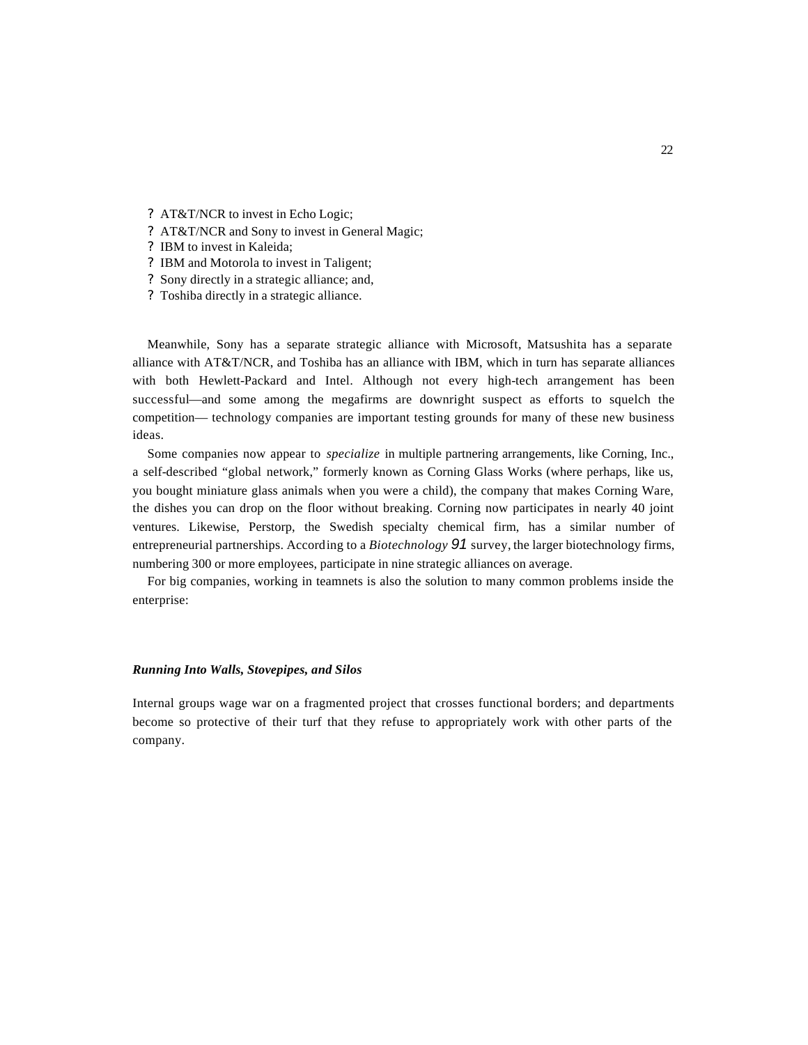- AT&T/NCR to invest in Echo Logic;
- AT&T/NCR and Sony to invest in General Magic;
- IBM to invest in Kaleida;
- IBM and Motorola to invest in Taligent;
- Sony directly in a strategic alliance; and,
- Toshiba directly in a strategic alliance.

Meanwhile, Sony has a separate strategic alliance with Microsoft, Matsushita has a separate alliance with AT&T/NCR, and Toshiba has an alliance with IBM, which in turn has separate alliances with both Hewlett-Packard and Intel. Although not every high-tech arrangement has been successful—and some among the megafirms are downright suspect as efforts to squelch the competition— technology companies are important testing grounds for many of these new business ideas.

Some companies now appear to *specialize* in multiple partnering arrangements, like Corning, Inc., a self-described "global network," formerly known as Corning Glass Works (where perhaps, like us, you bought miniature glass animals when you were a child), the company that makes Corning Ware, the dishes you can drop on the floor without breaking. Corning now participates in nearly 40 joint ventures. Likewise, Perstorp, the Swedish specialty chemical firm, has a similar number of entrepreneurial partnerships. According to a *Biotechnology 91* survey, the larger biotechnology firms, numbering 300 or more employees, participate in nine strategic alliances on average.

For big companies, working in teamnets is also the solution to many common problems inside the enterprise:

***Running Into Walls, Stovepipes, and Silos***

Internal groups wage war on a fragmented project that crosses functional borders; and departments become so protective of their turf that they refuse to appropriately work with other parts of the company.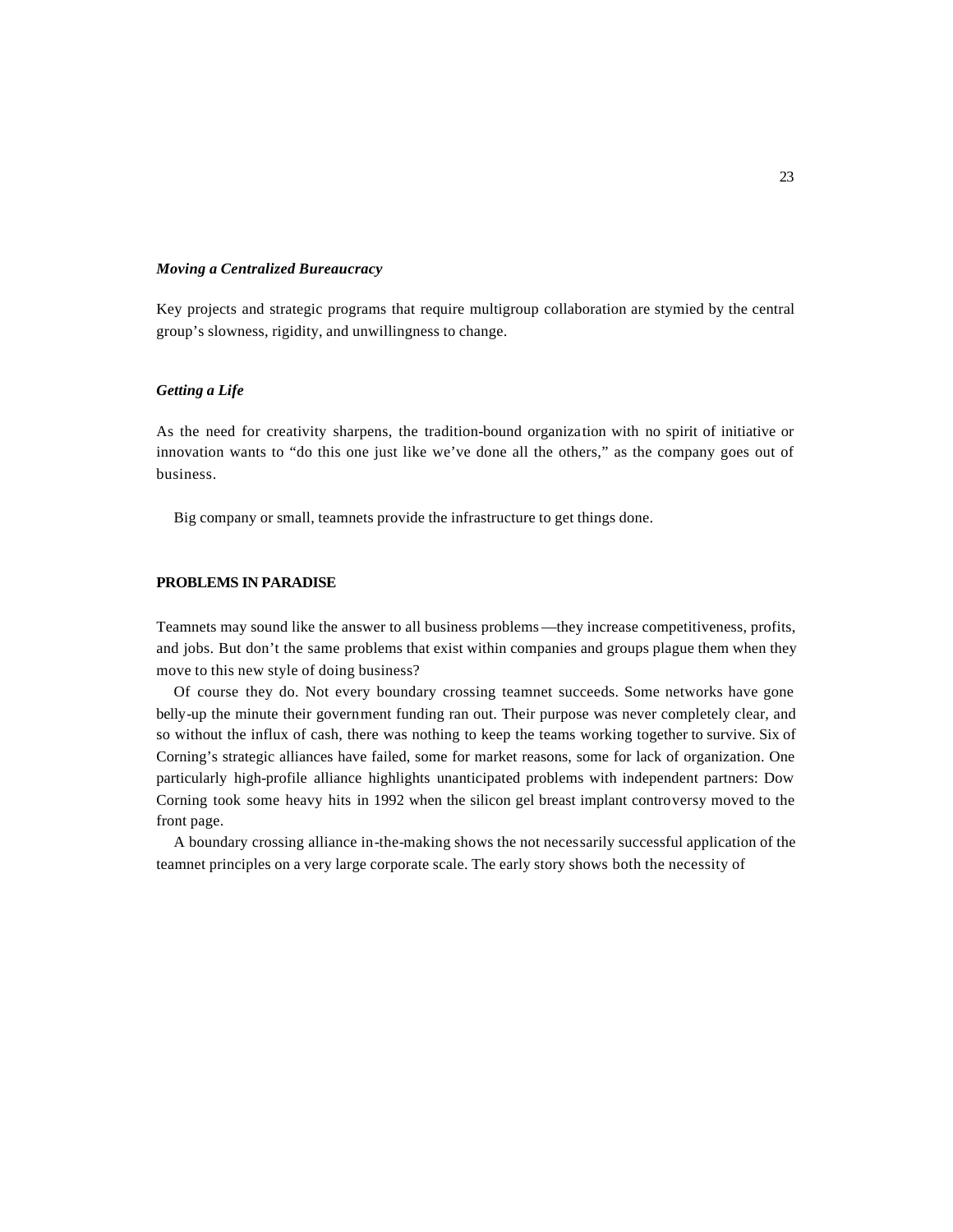### *Moving a Centralized Bureaucracy*

Key projects and strategic programs that require multigroup collaboration are stymied by the central group's slowness, rigidity, and unwillingness to change.

### *Getting a Life*

As the need for creativity sharpens, the tradition-bound organization with no spirit of initiative or innovation wants to "do this one just like we've done all the others," as the company goes out of business.

Big company or small, teamnets provide the infrastructure to get things done.

## PROBLEMS IN PARADISE

Teamnets may sound like the answer to all business problems—they increase competitiveness, profits, and jobs. But don't the same problems that exist within companies and groups plague them when they move to this new style of doing business?

Of course they do. Not every boundary crossing teamnet succeeds. Some networks have gone belly-up the minute their government funding ran out. Their purpose was never completely clear, and so without the influx of cash, there was nothing to keep the teams working together to survive. Six of Corning's strategic alliances have failed, some for market reasons, some for lack of organization. One particularly high-profile alliance highlights unanticipated problems with independent partners: Dow Corning took some heavy hits in 1992 when the silicon gel breast implant controversy moved to the front page.

A boundary crossing alliance in-the-making shows the not necessarily successful application of the teamnet principles on a very large corporate scale. The early story shows both the necessity of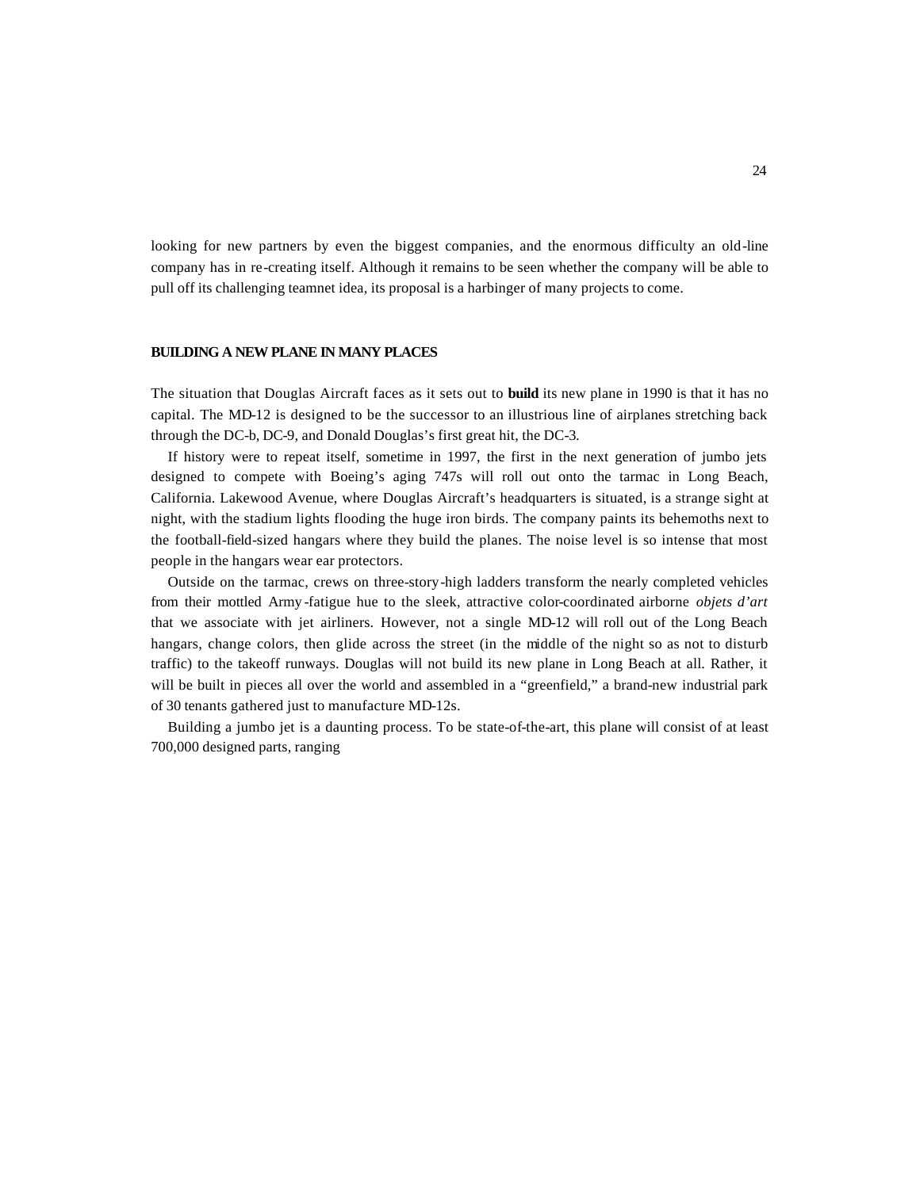looking for new partners by even the biggest companies, and the enormous difficulty an old-line company has in re-creating itself. Although it remains to be seen whether the company will be able to pull off its challenging teamnet idea, its proposal is a harbinger of many projects to come.

## BUILDING A NEW PLANE IN MANY PLACES

The situation that Douglas Aircraft faces as it sets out to **build** its new plane in 1990 is that it has no capital. The MD-12 is designed to be the successor to an illustrious line of airplanes stretching back through the DC-b, DC-9, and Donald Douglas's first great hit, the DC-3.

If history were to repeat itself, sometime in 1997, the first in the next generation of jumbo jets designed to compete with Boeing's aging 747s will roll out onto the tarmac in Long Beach, California. Lakewood Avenue, where Douglas Aircraft's headquarters is situated, is a strange sight at night, with the stadium lights flooding the huge iron birds. The company paints its behemoths next to the football-field-sized hangars where they build the planes. The noise level is so intense that most people in the hangars wear ear protectors.

Outside on the tarmac, crews on three-story-high ladders transform the nearly completed vehicles from their mottled Army-fatigue hue to the sleek, attractive color-coordinated airborne *objets d'art* that we associate with jet airliners. However, not a single MD-12 will roll out of the Long Beach hangars, change colors, then glide across the street (in the middle of the night so as not to disturb traffic) to the takeoff runways. Douglas will not build its new plane in Long Beach at all. Rather, it will be built in pieces all over the world and assembled in a "greenfield," a brand-new industrial park of 30 tenants gathered just to manufacture MD-12s.

Building a jumbo jet is a daunting process. To be state-of-the-art, this plane will consist of at least 700,000 designed parts, ranging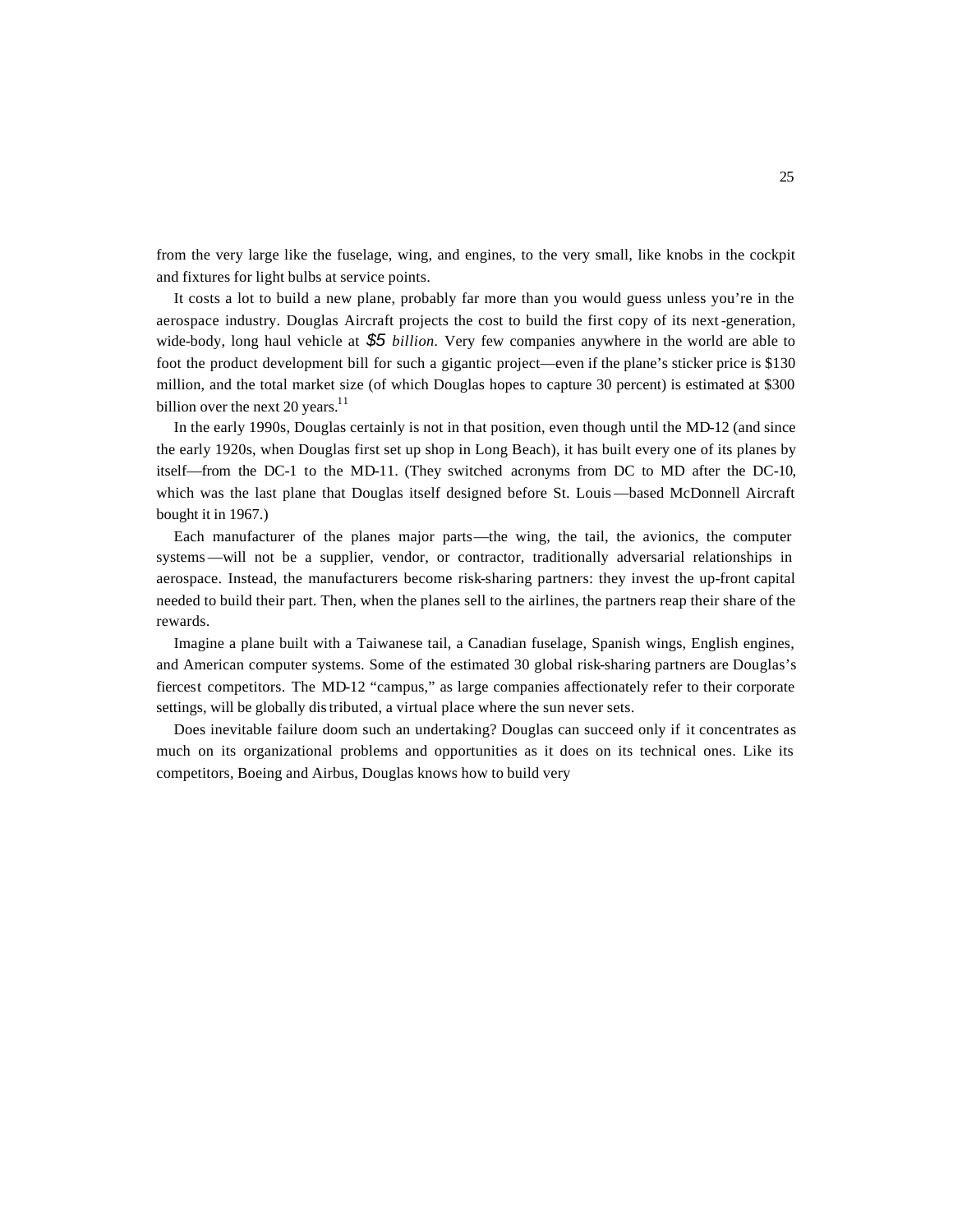from the very large like the fuselage, wing, and engines, to the very small, like knobs in the cockpit and fixtures for light bulbs at service points.

It costs a lot to build a new plane, probably far more than you would guess unless you're in the aerospace industry. Douglas Aircraft projects the cost to build the first copy of its next-generation, wide-body, long haul vehicle at *$5 billion*. Very few companies anywhere in the world are able to foot the product development bill for such a gigantic project—even if the plane's sticker price is $130 million, and the total market size (of which Douglas hopes to capture 30 percent) is estimated at $300 billion over the next 20 years.[11]

In the early 1990s, Douglas certainly is not in that position, even though until the MD-12 (and since the early 1920s, when Douglas first set up shop in Long Beach), it has built every one of its planes by itself—from the DC-1 to the MD-11. (They switched acronyms from DC to MD after the DC-10, which was the last plane that Douglas itself designed before St. Louis—based McDonnell Aircraft bought it in 1967.)

Each manufacturer of the planes major parts—the wing, the tail, the avionics, the computer systems—will not be a supplier, vendor, or contractor, traditionally adversarial relationships in aerospace. Instead, the manufacturers become risk-sharing partners: they invest the up-front capital needed to build their part. Then, when the planes sell to the airlines, the partners reap their share of the rewards.

Imagine a plane built with a Taiwanese tail, a Canadian fuselage, Spanish wings, English engines, and American computer systems. Some of the estimated 30 global risk-sharing partners are Douglas's fiercest competitors. The MD-12 "campus," as large companies affectionately refer to their corporate settings, will be globally distributed, a virtual place where the sun never sets.

Does inevitable failure doom such an undertaking? Douglas can succeed only if it concentrates as much on its organizational problems and opportunities as it does on its technical ones. Like its competitors, Boeing and Airbus, Douglas knows how to build very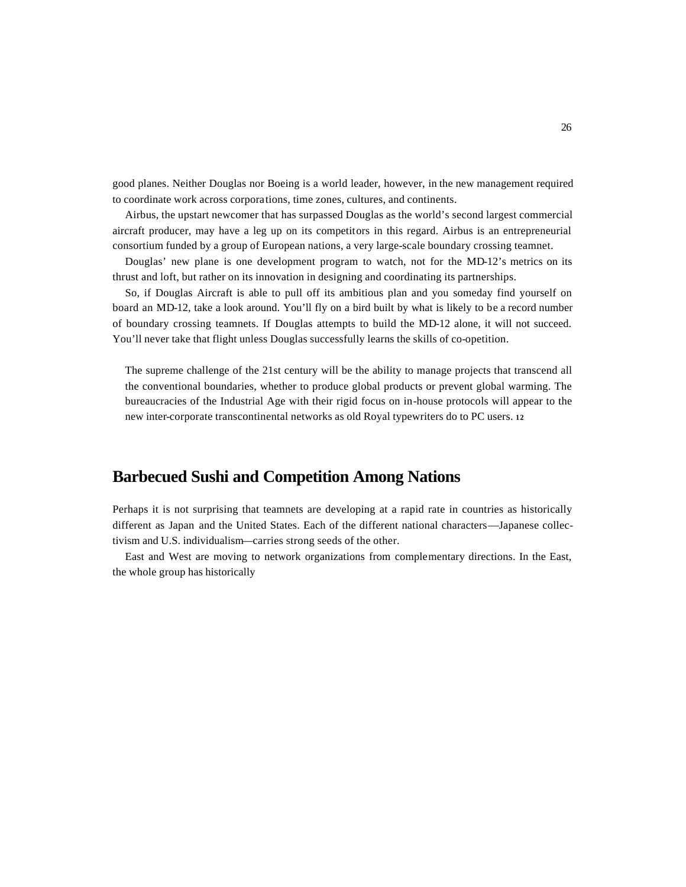good planes. Neither Douglas nor Boeing is a world leader, however, in the new management required to coordinate work across corporations, time zones, cultures, and continents.

Airbus, the upstart newcomer that has surpassed Douglas as the world's second largest commercial aircraft producer, may have a leg up on its competitors in this regard. Airbus is an entrepreneurial consortium funded by a group of European nations, a very large-scale boundary crossing teamnet.

Douglas' new plane is one development program to watch, not for the MD-12's metrics on its thrust and loft, but rather on its innovation in designing and coordinating its partnerships.

So, if Douglas Aircraft is able to pull off its ambitious plan and you someday find yourself on board an MD-12, take a look around. You'll fly on a bird built by what is likely to be a record number of boundary crossing teamnets. If Douglas attempts to build the MD-12 alone, it will not succeed. You'll never take that flight unless Douglas successfully learns the skills of co-opetition.

> The supreme challenge of the 21st century will be the ability to manage projects that transcend all the conventional boundaries, whether to produce global products or prevent global warming. The bureaucracies of the Industrial Age with their rigid focus on in-house protocols will appear to the new inter-corporate transcontinental networks as old Royal typewriters do to PC users. [12]

## Barbecued Sushi and Competition Among Nations

Perhaps it is not surprising that teamnets are developing at a rapid rate in countries as historically different as Japan and the United States. Each of the different national characters—Japanese collectivism and U.S. individualism—carries strong seeds of the other.

East and West are moving to network organizations from complementary directions. In the East, the whole group has historically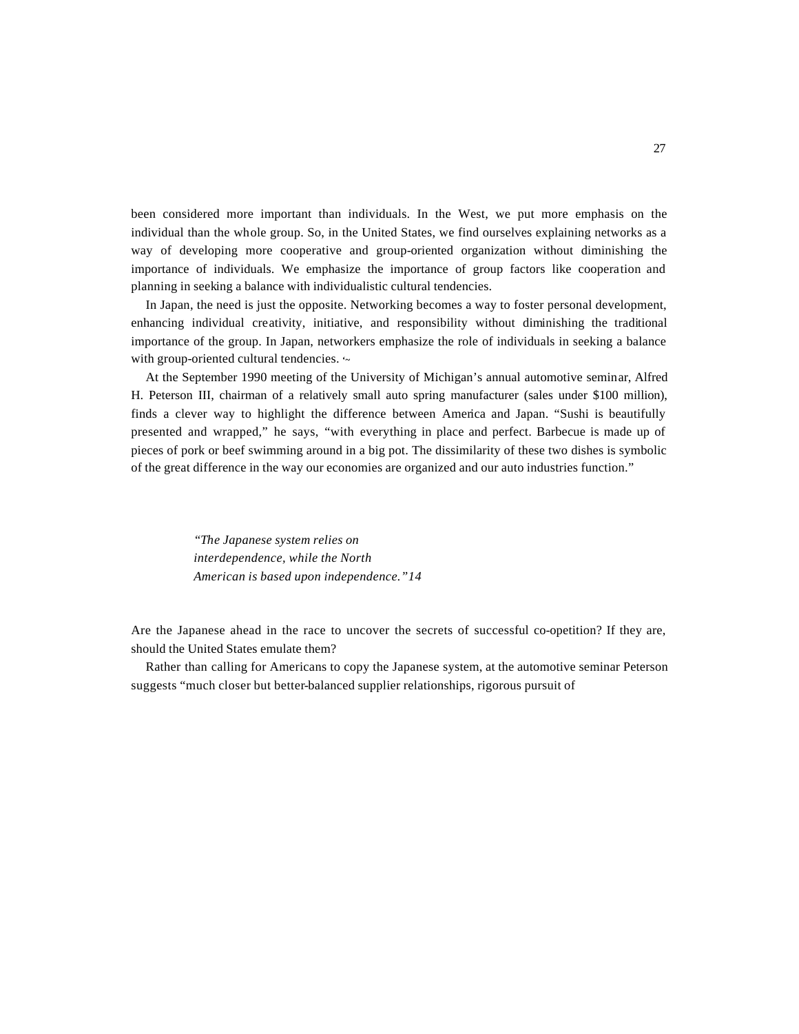been considered more important than individuals. In the West, we put more emphasis on the individual than the whole group. So, in the United States, we find ourselves explaining networks as a way of developing more cooperative and group-oriented organization without diminishing the importance of individuals. We emphasize the importance of group factors like cooperation and planning in seeking a balance with individualistic cultural tendencies.

In Japan, the need is just the opposite. Networking becomes a way to foster personal development, enhancing individual creativity, initiative, and responsibility without diminishing the traditional importance of the group. In Japan, networkers emphasize the role of individuals in seeking a balance with group-oriented cultural tendencies.

At the September 1990 meeting of the University of Michigan's annual automotive seminar, Alfred H. Peterson III, chairman of a relatively small auto spring manufacturer (sales under $100 million), finds a clever way to highlight the difference between America and Japan. "Sushi is beautifully presented and wrapped," he says, "with everything in place and perfect. Barbecue is made up of pieces of pork or beef swimming around in a big pot. The dissimilarity of these two dishes is symbolic of the great difference in the way our economies are organized and our auto industries function."

> *"The Japanese system relies on interdependence, while the North American is based upon independence."*[14]

Are the Japanese ahead in the race to uncover the secrets of successful co-opetition? If they are, should the United States emulate them?

Rather than calling for Americans to copy the Japanese system, at the automotive seminar Peterson suggests "much closer but better-balanced supplier relationships, rigorous pursuit of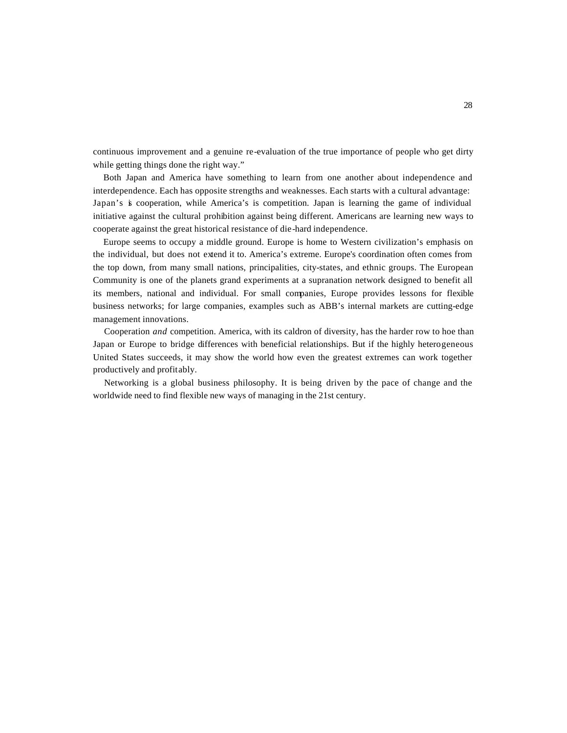continuous improvement and a genuine re-evaluation of the true importance of people who get dirty while getting things done the right way."

Both Japan and America have something to learn from one another about independence and interdependence. Each has opposite strengths and weaknesses. Each starts with a cultural advantage: Japan's is cooperation, while America's is competition. Japan is learning the game of individual initiative against the cultural prohibition against being different. Americans are learning new ways to cooperate against the great historical resistance of die-hard independence.

Europe seems to occupy a middle ground. Europe is home to Western civilization's emphasis on the individual, but does not extend it to. America's extreme. Europe's coordination often comes from the top down, from many small nations, principalities, city-states, and ethnic groups. The European Community is one of the planets grand experiments at a supranation network designed to benefit all its members, national and individual. For small companies, Europe provides lessons for flexible business networks; for large companies, examples such as ABB's internal markets are cutting-edge management innovations.

Cooperation *and* competition. America, with its caldron of diversity, has the harder row to hoe than Japan or Europe to bridge differences with beneficial relationships. But if the highly heterogeneous United States succeeds, it may show the world how even the greatest extremes can work together productively and profitably.

Networking is a global business philosophy. It is being driven by the pace of change and the worldwide need to find flexible new ways of managing in the 21st century.